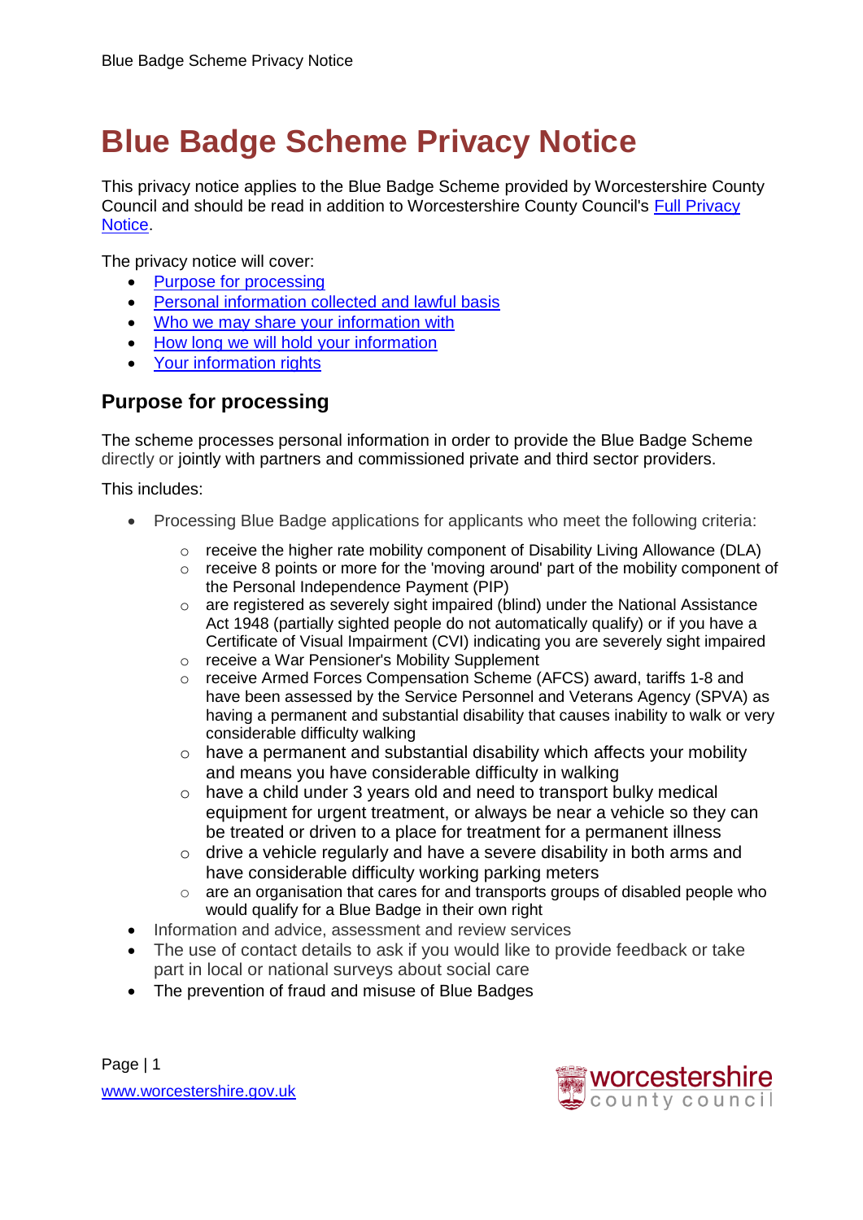# Blue Badge Scheme Privacy Notice

This privacy notice applies to the Blue Badge Scheme provided by Worcestershire County Council and should be read in addition to Worcestershire County Council's [Full Privacy Notice](Full Privacy Notice).

The privacy notice will cover:

- [Purpose for processing](#purpose-for-processing)
- Personal information collected and lawful basis
- Who we may share your information with
- How long we will hold your information
- Your information rights

## Purpose for processing

The scheme processes personal information in order to provide the Blue Badge Scheme directly or jointly with partners and commissioned private and third sector providers.

This includes:

- Processing Blue Badge applications for applicants who meet the following criteria:
  - receive the higher rate mobility component of Disability Living Allowance (DLA)
  - receive 8 points or more for the 'moving around' part of the mobility component of the Personal Independence Payment (PIP)
  - are registered as severely sight impaired (blind) under the National Assistance Act 1948 (partially sighted people do not automatically qualify) or if you have a Certificate of Visual Impairment (CVI) indicating you are severely sight impaired
  - receive a War Pensioner's Mobility Supplement
  - receive Armed Forces Compensation Scheme (AFCS) award, tariffs 1-8 and have been assessed by the Service Personnel and Veterans Agency (SPVA) as having a permanent and substantial disability that causes inability to walk or very considerable difficulty walking
  - have a permanent and substantial disability which affects your mobility and means you have considerable difficulty in walking
  - have a child under 3 years old and need to transport bulky medical equipment for urgent treatment, or always be near a vehicle so they can be treated or driven to a place for treatment for a permanent illness
  - drive a vehicle regularly and have a severe disability in both arms and have considerable difficulty working parking meters
  - are an organisation that cares for and transports groups of disabled people who would qualify for a Blue Badge in their own right
- Information and advice, assessment and review services
- The use of contact details to ask if you would like to provide feedback or take part in local or national surveys about social care
- The prevention of fraud and misuse of Blue Badges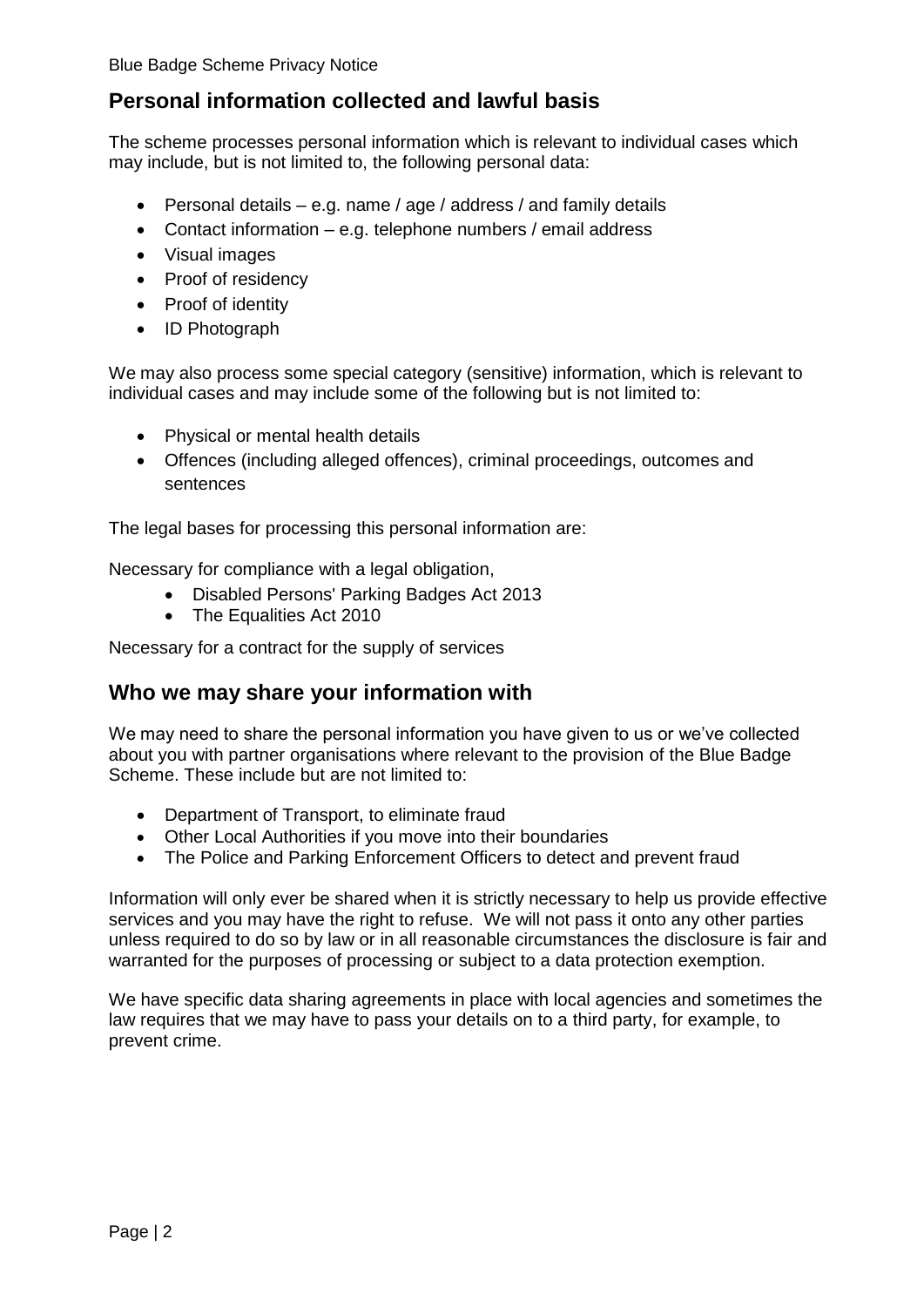## Personal information collected and lawful basis

The scheme processes personal information which is relevant to individual cases which may include, but is not limited to, the following personal data:

- Personal details – e.g. name / age / address / and family details
- Contact information – e.g. telephone numbers / email address
- Visual images
- Proof of residency
- Proof of identity
- ID Photograph

We may also process some special category (sensitive) information, which is relevant to individual cases and may include some of the following but is not limited to:

- Physical or mental health details
- Offences (including alleged offences), criminal proceedings, outcomes and sentences

The legal bases for processing this personal information are:

Necessary for compliance with a legal obligation,

- Disabled Persons' Parking Badges Act 2013
- The Equalities Act 2010

Necessary for a contract for the supply of services

## Who we may share your information with

We may need to share the personal information you have given to us or we've collected about you with partner organisations where relevant to the provision of the Blue Badge Scheme. These include but are not limited to:

- Department of Transport, to eliminate fraud
- Other Local Authorities if you move into their boundaries
- The Police and Parking Enforcement Officers to detect and prevent fraud

Information will only ever be shared when it is strictly necessary to help us provide effective services and you may have the right to refuse. We will not pass it onto any other parties unless required to do so by law or in all reasonable circumstances the disclosure is fair and warranted for the purposes of processing or subject to a data protection exemption.

We have specific data sharing agreements in place with local agencies and sometimes the law requires that we may have to pass your details on to a third party, for example, to prevent crime.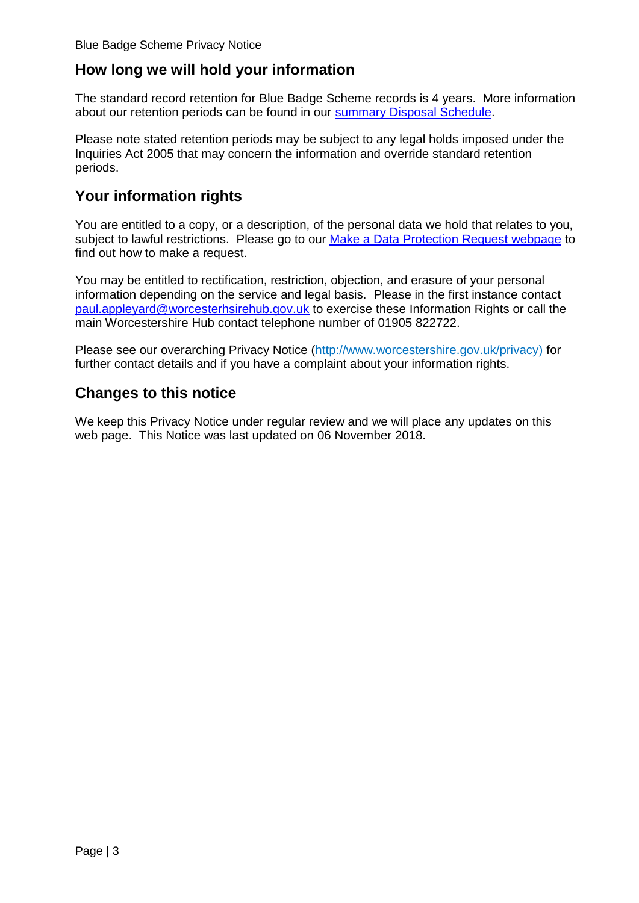## How long we will hold your information

The standard record retention for Blue Badge Scheme records is 4 years. More information about our retention periods can be found in our summary Disposal Schedule.

Please note stated retention periods may be subject to any legal holds imposed under the Inquiries Act 2005 that may concern the information and override standard retention periods.

## Your information rights

You are entitled to a copy, or a description, of the personal data we hold that relates to you, subject to lawful restrictions. Please go to our Make a Data Protection Request webpage to find out how to make a request.

You may be entitled to rectification, restriction, objection, and erasure of your personal information depending on the service and legal basis. Please in the first instance contact paul.appleyard@worcesterhsirehub.gov.uk to exercise these Information Rights or call the main Worcestershire Hub contact telephone number of 01905 822722.

Please see our overarching Privacy Notice (http://www.worcestershire.gov.uk/privacy) for further contact details and if you have a complaint about your information rights.

## Changes to this notice

We keep this Privacy Notice under regular review and we will place any updates on this web page. This Notice was last updated on 06 November 2018.